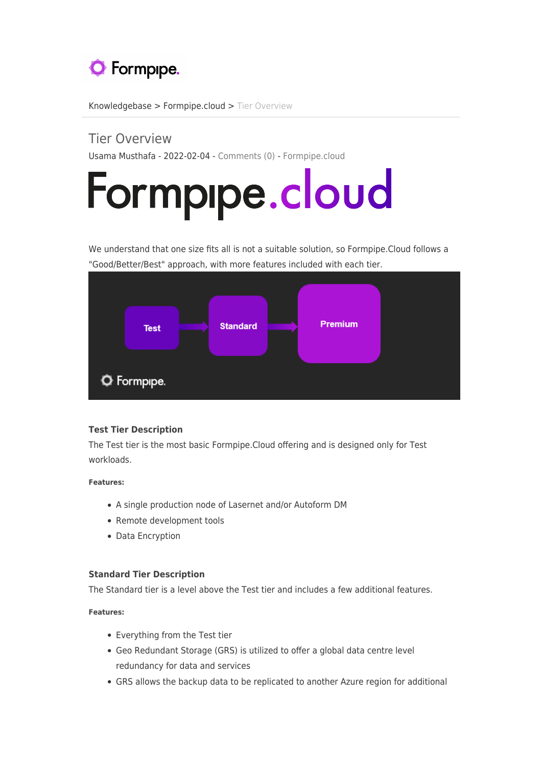Knowledgebase > Formpipe.cloud > Tier Overview

# Tier Overview

Usama Musthafa - 2022-02-04 - Comments (0) - Formpipe.cloud

We understand that one size fits all is not a suitable solution, so Formpipe.Cloud follows a "Good/Better/Best" approach, with more features included with each tier.

### Test Tier Description

The Test tier is the most basic Formpipe.Cloud offering and is designed only for Test workloads.

**Features:**

- A single production node of Lasernet and/or Autoform DM
- Remote development tools
- Data Encryption

### Standard Tier Description

The Standard tier is a level above the Test tier and includes a few additional features.

**Features:**

- Everything from the Test tier
- Geo Redundant Storage (GRS) is utilized to offer a global data centre level redundancy for data and services
- GRS allows the backup data to be replicated to another Azure region for additional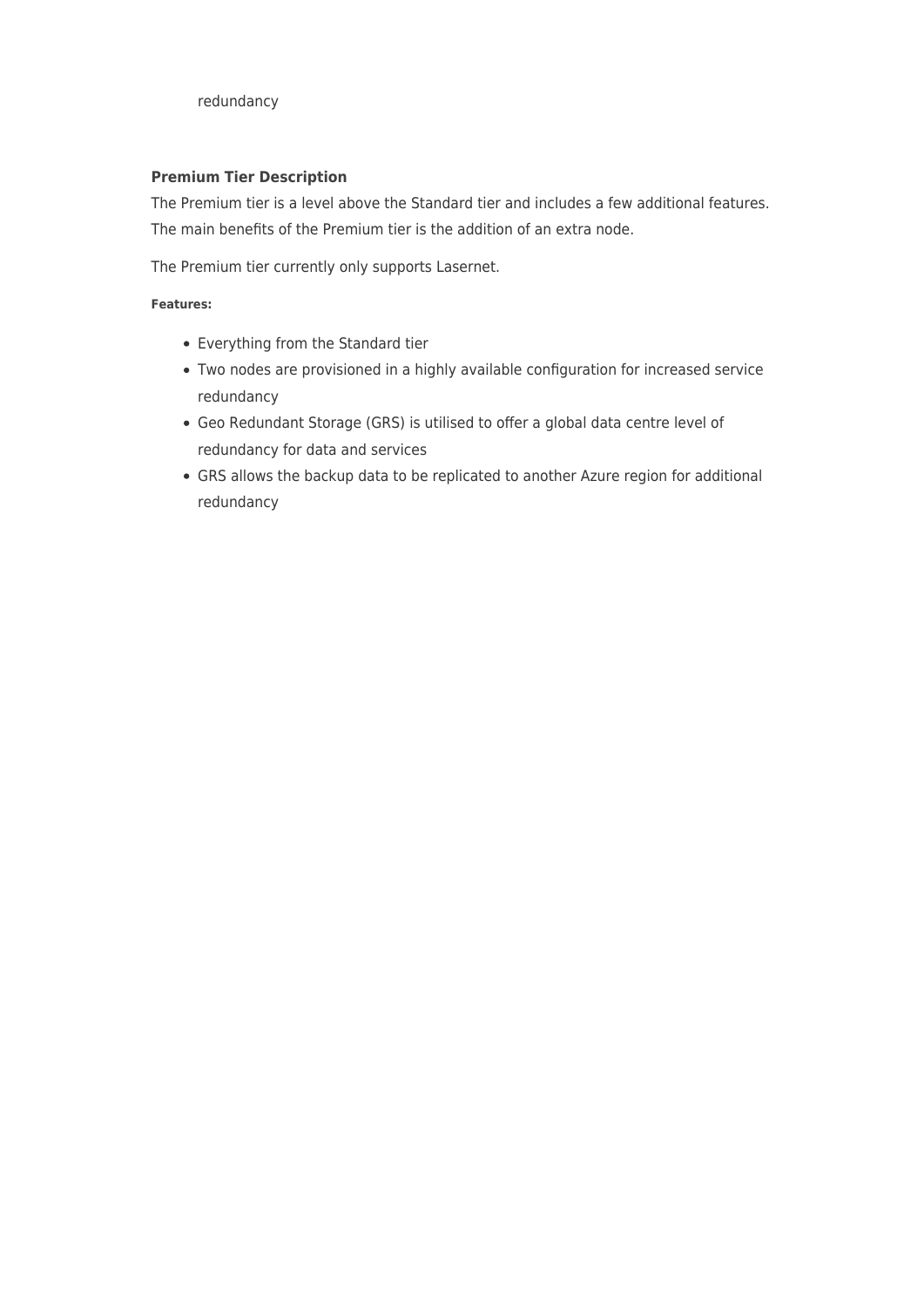redundancy

**Premium Tier Description**

The Premium tier is a level above the Standard tier and includes a few additional features. The main benefits of the Premium tier is the addition of an extra node.

The Premium tier currently only supports Lasernet.

**Features:**

- Everything from the Standard tier
- Two nodes are provisioned in a highly available configuration for increased service redundancy
- Geo Redundant Storage (GRS) is utilised to offer a global data centre level of redundancy for data and services
- GRS allows the backup data to be replicated to another Azure region for additional redundancy